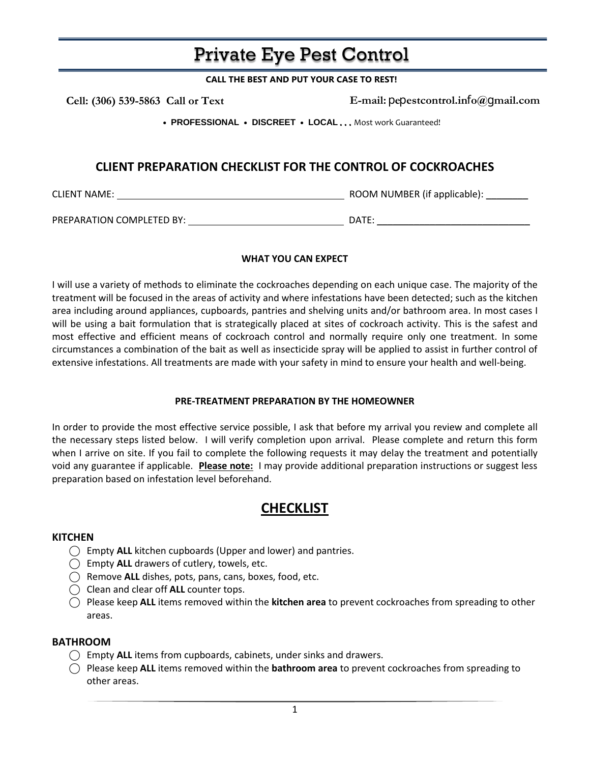# Private Eye Pest Control

**CALL THE BEST AND PUT YOUR CASE TO REST!**

**Cell: (306) 539-5863 Call or Text** **E-mail: pepestcontrol.info@gmail.com**

• **PROFESSIONAL** • **DISCREET** • **LOCAL . . .** Most work Guaranteed!

## CLIENT PREPARATION CHECKLIST FOR THE CONTROL OF COCKROACHES

CLIENT NAME: ____________________________________ ROOM NUMBER (if applicable): ________

PREPARATION COMPLETED BY: ______________________________ DATE: ______________________________

### WHAT YOU CAN EXPECT

I will use a variety of methods to eliminate the cockroaches depending on each unique case. The majority of the treatment will be focused in the areas of activity and where infestations have been detected; such as the kitchen area including around appliances, cupboards, pantries and shelving units and/or bathroom area. In most cases I will be using a bait formulation that is strategically placed at sites of cockroach activity. This is the safest and most effective and efficient means of cockroach control and normally require only one treatment. In some circumstances a combination of the bait as well as insecticide spray will be applied to assist in further control of extensive infestations. All treatments are made with your safety in mind to ensure your health and well-being.

### PRE-TREATMENT PREPARATION BY THE HOMEOWNER

In order to provide the most effective service possible, I ask that before my arrival you review and complete all the necessary steps listed below. I will verify completion upon arrival. Please complete and return this form when I arrive on site. If you fail to complete the following requests it may delay the treatment and potentially void any guarantee if applicable. **Please note:** I may provide additional preparation instructions or suggest less preparation based on infestation level beforehand.

## CHECKLIST

### KITCHEN

- ◯ Empty **ALL** kitchen cupboards (Upper and lower) and pantries.
- ◯ Empty **ALL** drawers of cutlery, towels, etc.
- ◯ Remove **ALL** dishes, pots, pans, cans, boxes, food, etc.
- ◯ Clean and clear off **ALL** counter tops.
- ◯ Please keep **ALL** items removed within the **kitchen area** to prevent cockroaches from spreading to other areas.

### BATHROOM

- ◯ Empty **ALL** items from cupboards, cabinets, under sinks and drawers.
- ◯ Please keep **ALL** items removed within the **bathroom area** to prevent cockroaches from spreading to other areas.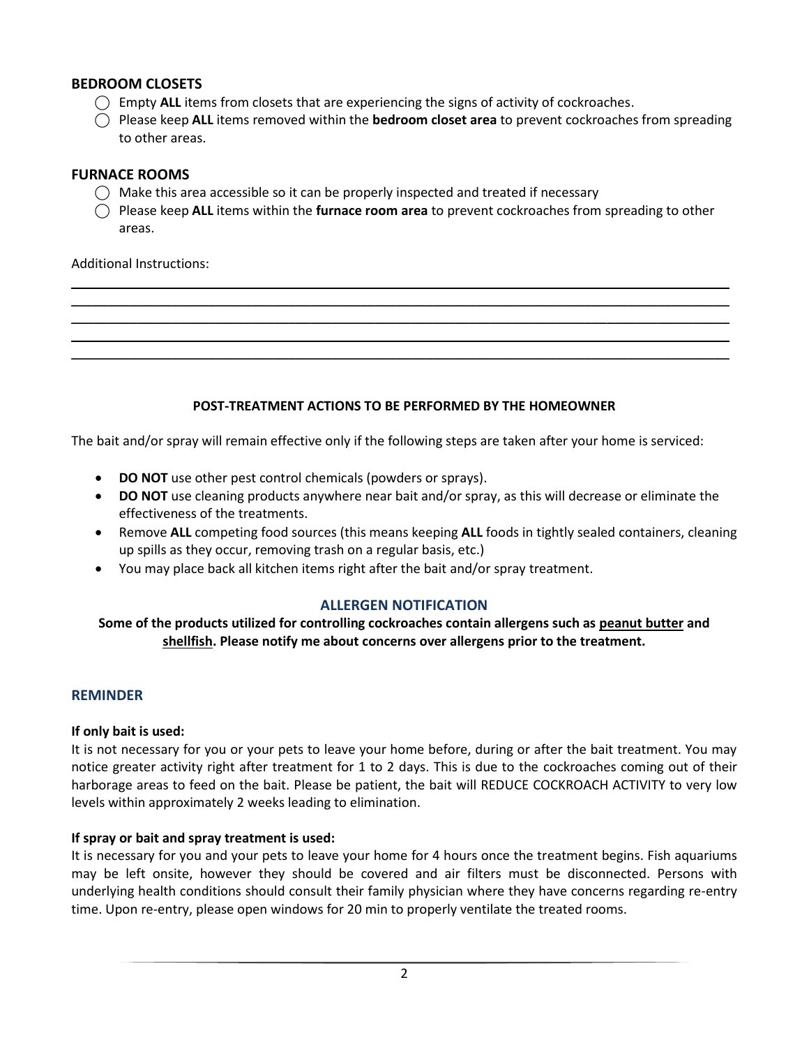### BEDROOM CLOSETS

- ◯ Empty **ALL** items from closets that are experiencing the signs of activity of cockroaches.
- ◯ Please keep **ALL** items removed within the **bedroom closet area** to prevent cockroaches from spreading to other areas.

### FURNACE ROOMS

- ◯ Make this area accessible so it can be properly inspected and treated if necessary
- ◯ Please keep **ALL** items within the **furnace room area** to prevent cockroaches from spreading to other areas.

Additional Instructions:

______________________________________________________________________________________
______________________________________________________________________________________
______________________________________________________________________________________
______________________________________________________________________________________
______________________________________________________________________________________

**POST-TREATMENT ACTIONS TO BE PERFORMED BY THE HOMEOWNER**

The bait and/or spray will remain effective only if the following steps are taken after your home is serviced:

- **DO NOT** use other pest control chemicals (powders or sprays).
- **DO NOT** use cleaning products anywhere near bait and/or spray, as this will decrease or eliminate the effectiveness of the treatments.
- Remove **ALL** competing food sources (this means keeping **ALL** foods in tightly sealed containers, cleaning up spills as they occur, removing trash on a regular basis, etc.)
- You may place back all kitchen items right after the bait and/or spray treatment.

## ALLERGEN NOTIFICATION

**Some of the products utilized for controlling cockroaches contain allergens such as <u>peanut butter</u> and <u>shellfish</u>. Please notify me about concerns over allergens prior to the treatment.**

## REMINDER

**If only bait is used:**

It is not necessary for you or your pets to leave your home before, during or after the bait treatment. You may notice greater activity right after treatment for 1 to 2 days. This is due to the cockroaches coming out of their harborage areas to feed on the bait. Please be patient, the bait will REDUCE COCKROACH ACTIVITY to very low levels within approximately 2 weeks leading to elimination.

**If spray or bait and spray treatment is used:**

It is necessary for you and your pets to leave your home for 4 hours once the treatment begins. Fish aquariums may be left onsite, however they should be covered and air filters must be disconnected. Persons with underlying health conditions should consult their family physician where they have concerns regarding re-entry time. Upon re-entry, please open windows for 20 min to properly ventilate the treated rooms.